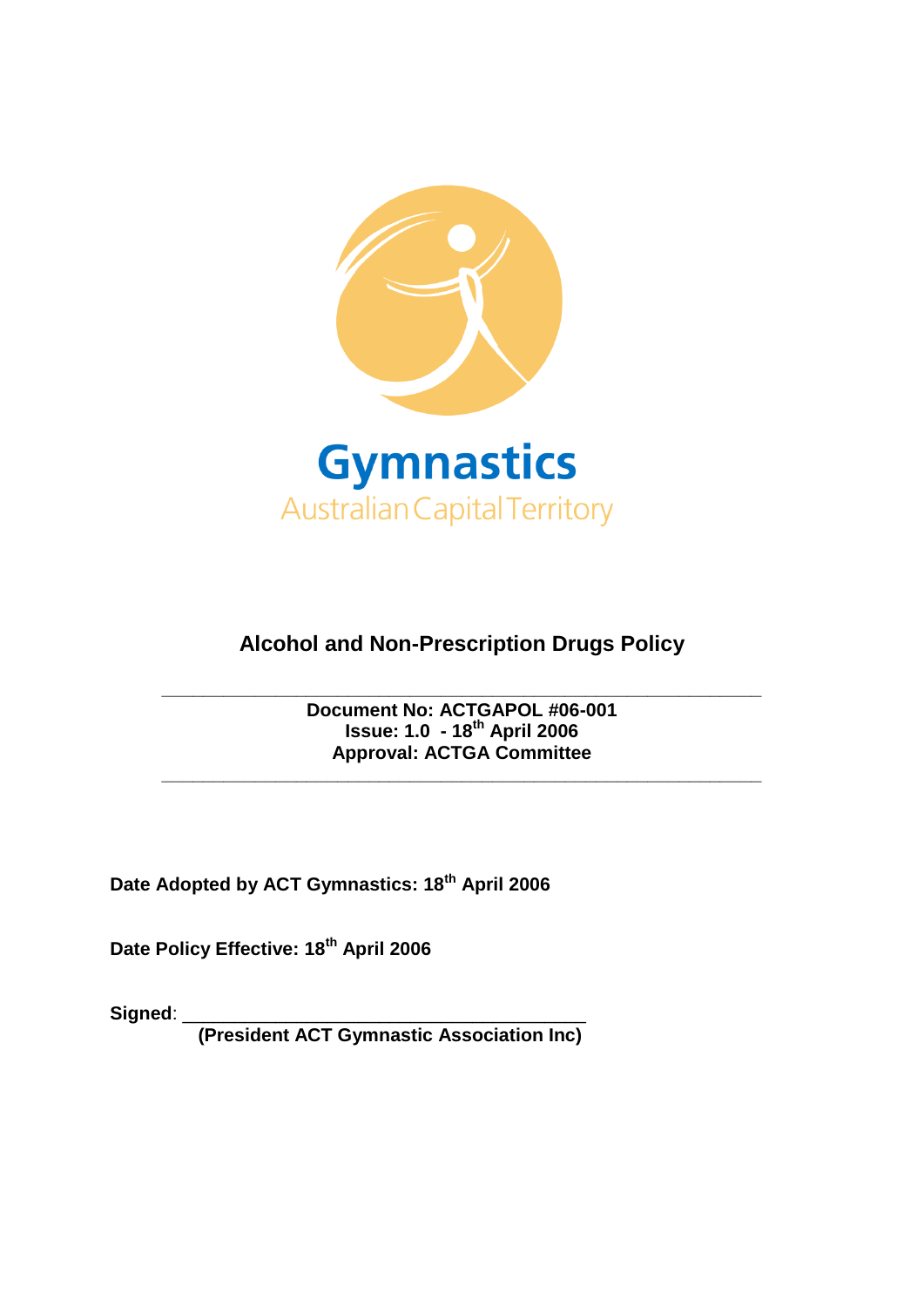Gymnastics

Australian Capital Territory

# Alcohol and Non-Prescription Drugs Policy

---

**Document No: ACTGAPOL #06-001**
**Issue: 1.0 - 18th April 2006**
**Approval: ACTGA Committee**

---

**Date Adopted by ACT Gymnastics: 18th April 2006**

**Date Policy Effective: 18th April 2006**

**Signed**: ______________________________________
**(President ACT Gymnastic Association Inc)**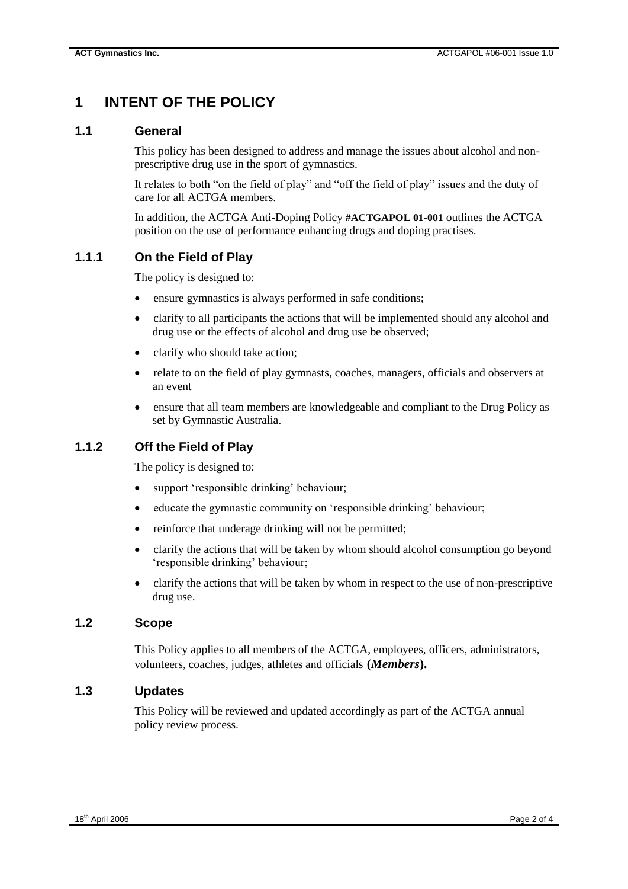# 1 INTENT OF THE POLICY

## 1.1 General

This policy has been designed to address and manage the issues about alcohol and non-prescriptive drug use in the sport of gymnastics.

It relates to both "on the field of play" and "off the field of play" issues and the duty of care for all ACTGA members.

In addition, the ACTGA Anti-Doping Policy **#ACTGAPOL 01-001** outlines the ACTGA position on the use of performance enhancing drugs and doping practises.

### 1.1.1 On the Field of Play

The policy is designed to:

- ensure gymnastics is always performed in safe conditions;
- clarify to all participants the actions that will be implemented should any alcohol and drug use or the effects of alcohol and drug use be observed;
- clarify who should take action;
- relate to on the field of play gymnasts, coaches, managers, officials and observers at an event
- ensure that all team members are knowledgeable and compliant to the Drug Policy as set by Gymnastic Australia.

### 1.1.2 Off the Field of Play

The policy is designed to:

- support 'responsible drinking' behaviour;
- educate the gymnastic community on 'responsible drinking' behaviour;
- reinforce that underage drinking will not be permitted;
- clarify the actions that will be taken by whom should alcohol consumption go beyond 'responsible drinking' behaviour;
- clarify the actions that will be taken by whom in respect to the use of non-prescriptive drug use.

## 1.2 Scope

This Policy applies to all members of the ACTGA, employees, officers, administrators, volunteers, coaches, judges, athletes and officials **(*Members*).**

## 1.3 Updates

This Policy will be reviewed and updated accordingly as part of the ACTGA annual policy review process.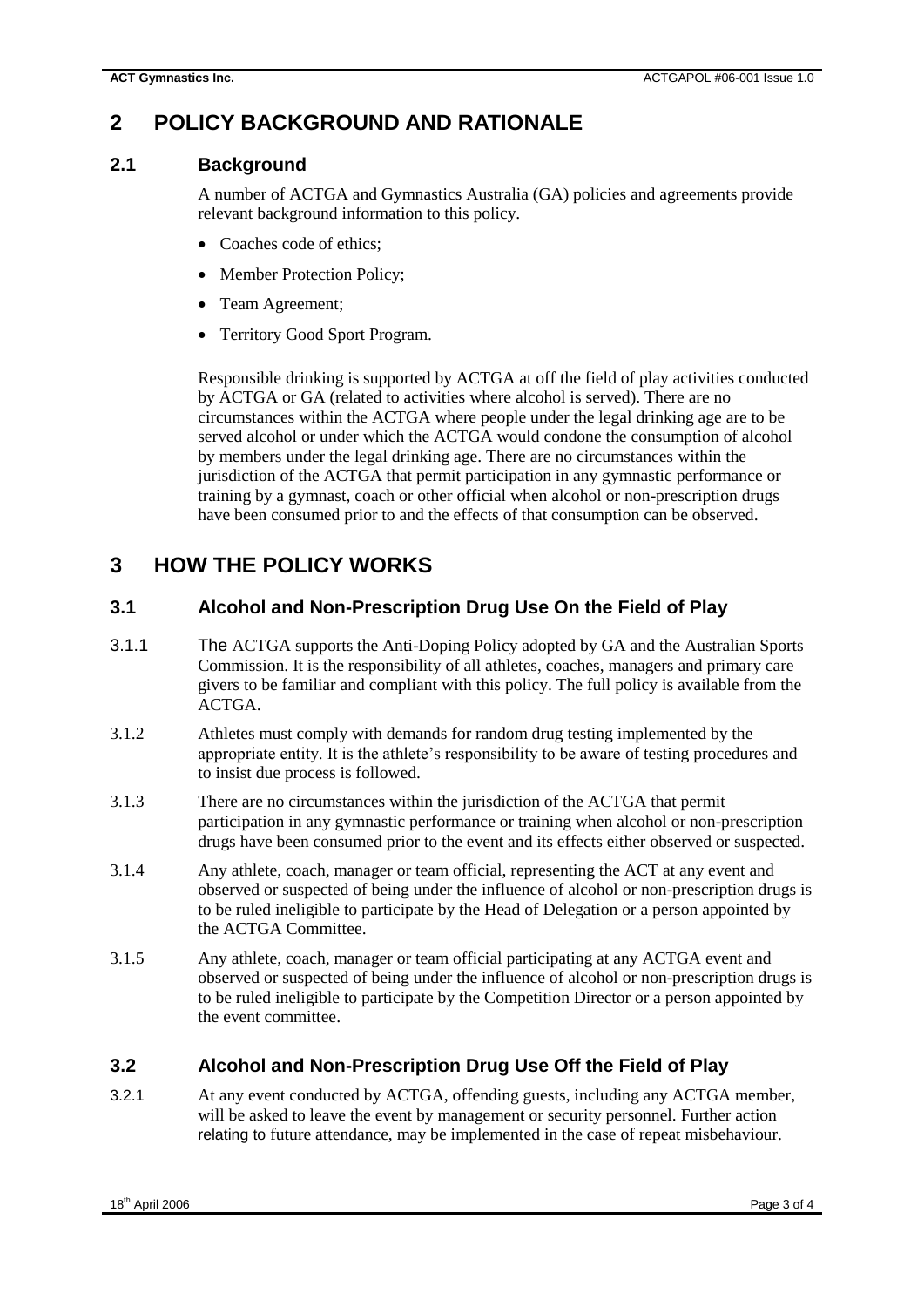## 2 POLICY BACKGROUND AND RATIONALE

### 2.1 Background

A number of ACTGA and Gymnastics Australia (GA) policies and agreements provide relevant background information to this policy.

- Coaches code of ethics;
- Member Protection Policy;
- Team Agreement;
- Territory Good Sport Program.

Responsible drinking is supported by ACTGA at off the field of play activities conducted by ACTGA or GA (related to activities where alcohol is served). There are no circumstances within the ACTGA where people under the legal drinking age are to be served alcohol or under which the ACTGA would condone the consumption of alcohol by members under the legal drinking age. There are no circumstances within the jurisdiction of the ACTGA that permit participation in any gymnastic performance or training by a gymnast, coach or other official when alcohol or non-prescription drugs have been consumed prior to and the effects of that consumption can be observed.

## 3 HOW THE POLICY WORKS

### 3.1 Alcohol and Non-Prescription Drug Use On the Field of Play

3.1.1 The ACTGA supports the Anti-Doping Policy adopted by GA and the Australian Sports Commission. It is the responsibility of all athletes, coaches, managers and primary care givers to be familiar and compliant with this policy. The full policy is available from the ACTGA.

3.1.2 Athletes must comply with demands for random drug testing implemented by the appropriate entity. It is the athlete's responsibility to be aware of testing procedures and to insist due process is followed.

3.1.3 There are no circumstances within the jurisdiction of the ACTGA that permit participation in any gymnastic performance or training when alcohol or non-prescription drugs have been consumed prior to the event and its effects either observed or suspected.

3.1.4 Any athlete, coach, manager or team official, representing the ACT at any event and observed or suspected of being under the influence of alcohol or non-prescription drugs is to be ruled ineligible to participate by the Head of Delegation or a person appointed by the ACTGA Committee.

3.1.5 Any athlete, coach, manager or team official participating at any ACTGA event and observed or suspected of being under the influence of alcohol or non-prescription drugs is to be ruled ineligible to participate by the Competition Director or a person appointed by the event committee.

### 3.2 Alcohol and Non-Prescription Drug Use Off the Field of Play

3.2.1 At any event conducted by ACTGA, offending guests, including any ACTGA member, will be asked to leave the event by management or security personnel. Further action relating to future attendance, may be implemented in the case of repeat misbehaviour.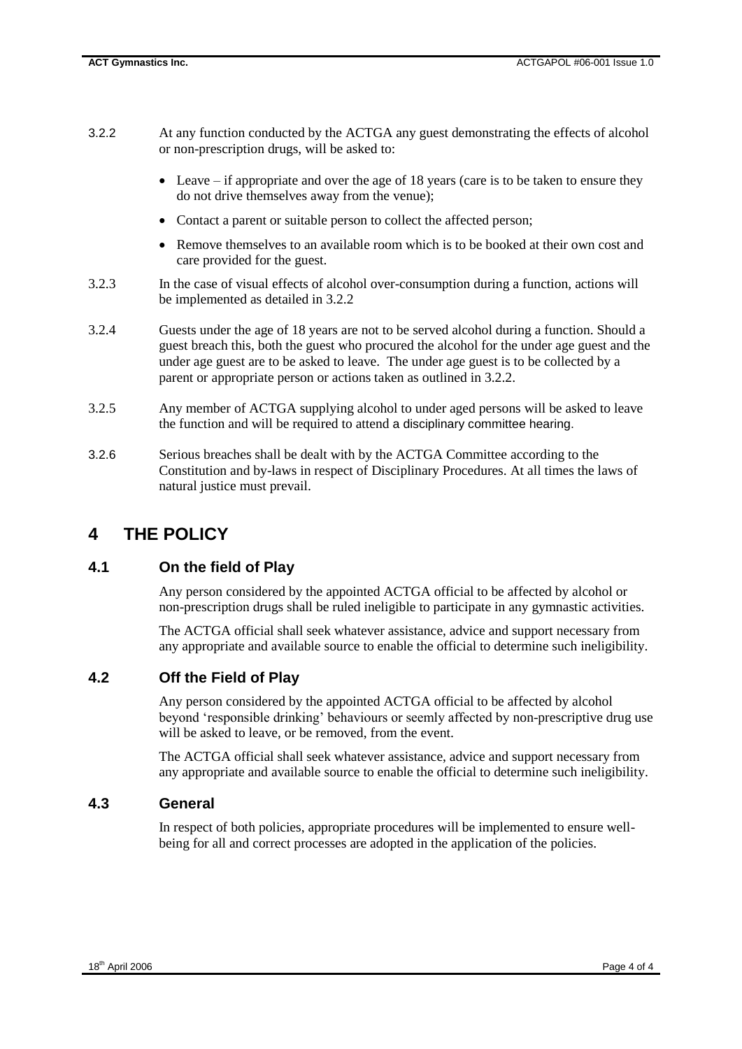3.2.2 At any function conducted by the ACTGA any guest demonstrating the effects of alcohol or non-prescription drugs, will be asked to:

- Leave – if appropriate and over the age of 18 years (care is to be taken to ensure they do not drive themselves away from the venue);
- Contact a parent or suitable person to collect the affected person;
- Remove themselves to an available room which is to be booked at their own cost and care provided for the guest.

3.2.3 In the case of visual effects of alcohol over-consumption during a function, actions will be implemented as detailed in 3.2.2

3.2.4 Guests under the age of 18 years are not to be served alcohol during a function. Should a guest breach this, both the guest who procured the alcohol for the under age guest and the under age guest are to be asked to leave. The under age guest is to be collected by a parent or appropriate person or actions taken as outlined in 3.2.2.

3.2.5 Any member of ACTGA supplying alcohol to under aged persons will be asked to leave the function and will be required to attend a disciplinary committee hearing.

3.2.6 Serious breaches shall be dealt with by the ACTGA Committee according to the Constitution and by-laws in respect of Disciplinary Procedures. At all times the laws of natural justice must prevail.

# 4 THE POLICY

## 4.1 On the field of Play

Any person considered by the appointed ACTGA official to be affected by alcohol or non-prescription drugs shall be ruled ineligible to participate in any gymnastic activities.

The ACTGA official shall seek whatever assistance, advice and support necessary from any appropriate and available source to enable the official to determine such ineligibility.

## 4.2 Off the Field of Play

Any person considered by the appointed ACTGA official to be affected by alcohol beyond 'responsible drinking' behaviours or seemly affected by non-prescriptive drug use will be asked to leave, or be removed, from the event.

The ACTGA official shall seek whatever assistance, advice and support necessary from any appropriate and available source to enable the official to determine such ineligibility.

## 4.3 General

In respect of both policies, appropriate procedures will be implemented to ensure well-being for all and correct processes are adopted in the application of the policies.